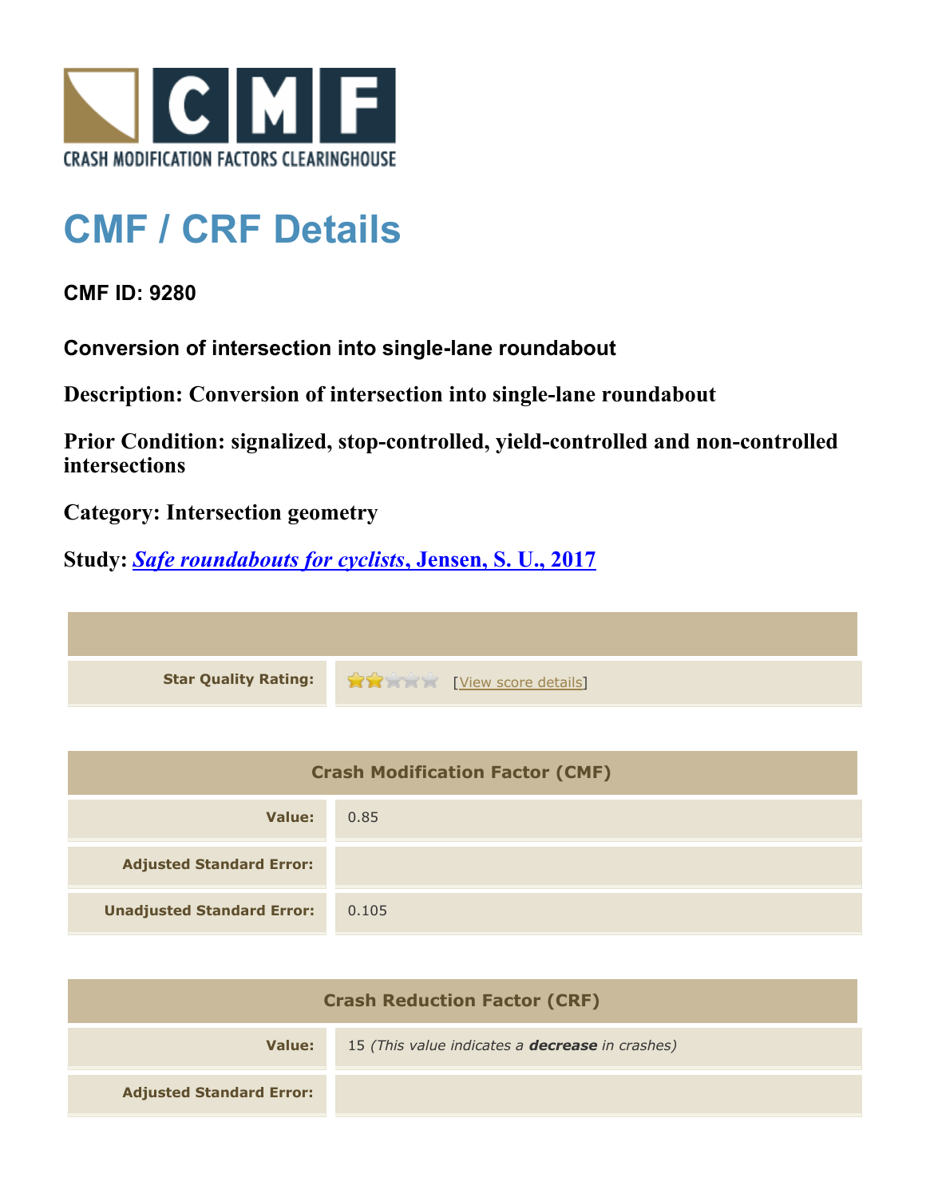CRASH MODIFICATION FACTORS CLEARINGHOUSE

# CMF / CRF Details

## CMF ID: 9280

### Conversion of intersection into single-lane roundabout

**Description: Conversion of intersection into single-lane roundabout**

**Prior Condition: signalized, stop-controlled, yield-controlled and non-controlled intersections**

**Category: Intersection geometry**

**Study: *Safe roundabouts for cyclists*, Jensen, S. U., 2017**

| | |
|---|---|
| **Star Quality Rating:** | 2 of 5 stars [View score details] |

| Crash Modification Factor (CMF) | |
|---|---|
| **Value:** | 0.85 |
| **Adjusted Standard Error:** | |
| **Unadjusted Standard Error:** | 0.105 |

| Crash Reduction Factor (CRF) | |
|---|---|
| **Value:** | 15 *(This value indicates a **decrease** in crashes)* |
| **Adjusted Standard Error:** | |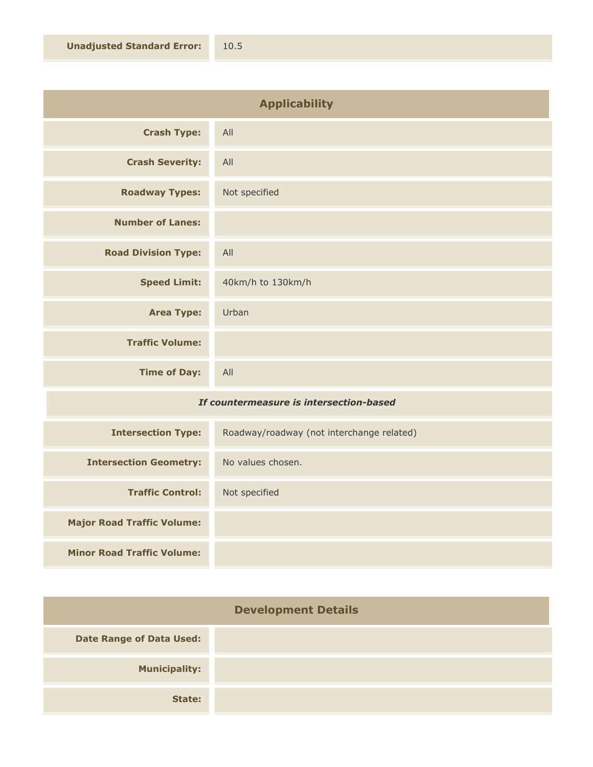| | |
|---|---|
| **Unadjusted Standard Error:** | 10.5 |

## Applicability

| | |
|---|---|
| **Crash Type:** | All |
| **Crash Severity:** | All |
| **Roadway Types:** | Not specified |
| **Number of Lanes:** | |
| **Road Division Type:** | All |
| **Speed Limit:** | 40km/h to 130km/h |
| **Area Type:** | Urban |
| **Traffic Volume:** | |
| **Time of Day:** | All |

***If countermeasure is intersection-based***

| | |
|---|---|
| **Intersection Type:** | Roadway/roadway (not interchange related) |
| **Intersection Geometry:** | No values chosen. |
| **Traffic Control:** | Not specified |
| **Major Road Traffic Volume:** | |
| **Minor Road Traffic Volume:** | |

## Development Details

| | |
|---|---|
| **Date Range of Data Used:** | |
| **Municipality:** | |
| **State:** | |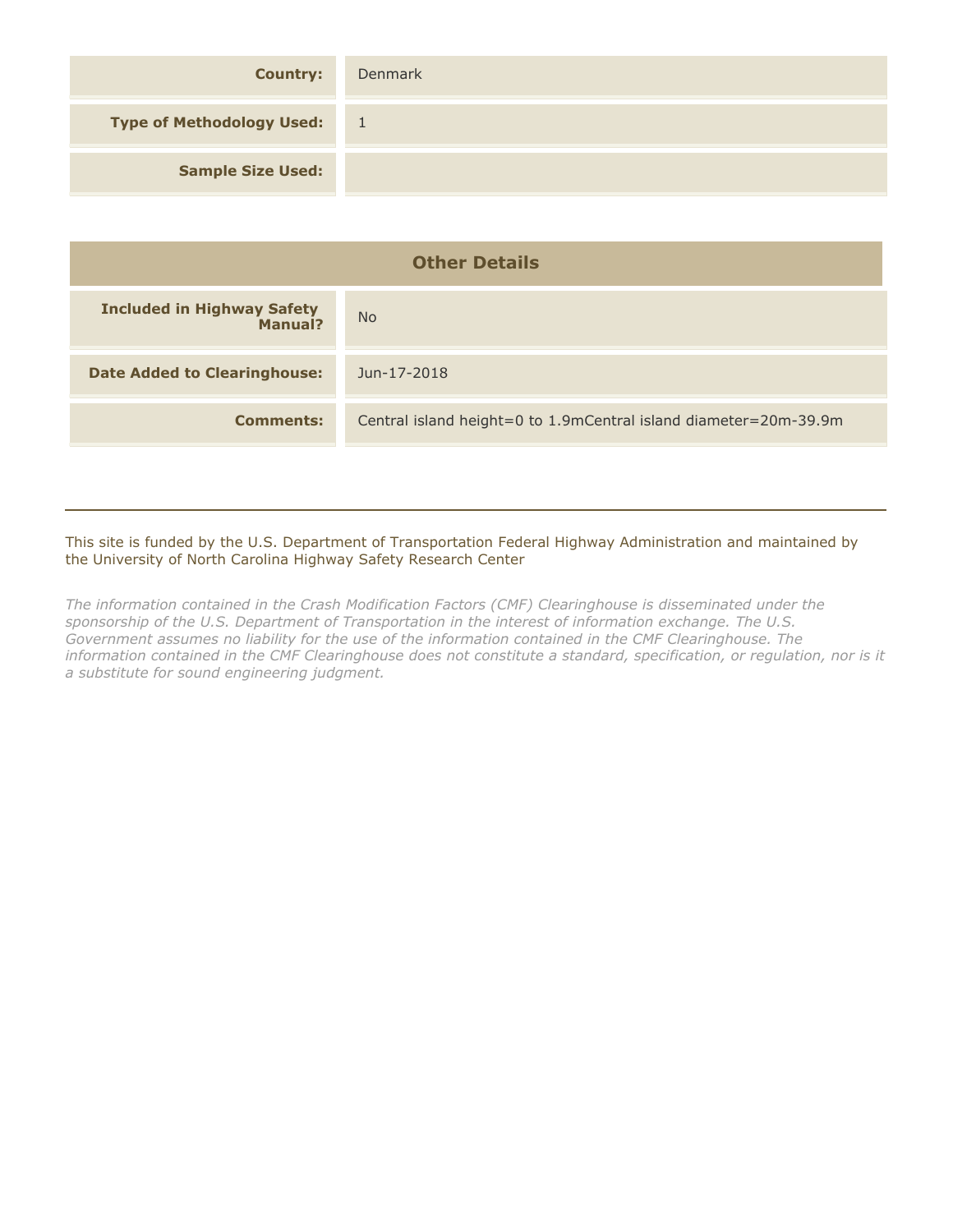| | |
|---|---|
| **Country:** | Denmark |
| **Type of Methodology Used:** | 1 |
| **Sample Size Used:** | |

## Other Details

| | |
|---|---|
| **Included in Highway Safety Manual?** | No |
| **Date Added to Clearinghouse:** | Jun-17-2018 |
| **Comments:** | Central island height=0 to 1.9mCentral island diameter=20m-39.9m |

---

This site is funded by the U.S. Department of Transportation Federal Highway Administration and maintained by the University of North Carolina Highway Safety Research Center

*The information contained in the Crash Modification Factors (CMF) Clearinghouse is disseminated under the sponsorship of the U.S. Department of Transportation in the interest of information exchange. The U.S. Government assumes no liability for the use of the information contained in the CMF Clearinghouse. The information contained in the CMF Clearinghouse does not constitute a standard, specification, or regulation, nor is it a substitute for sound engineering judgment.*